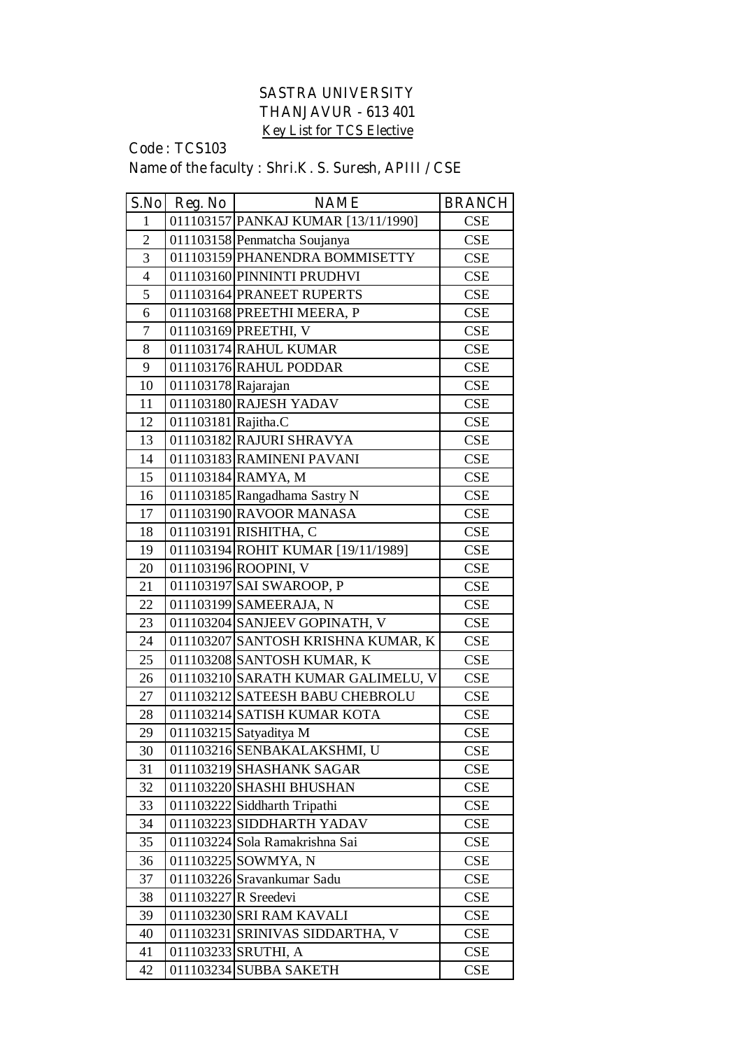# SASTRA UNIVERSITY
## THANJAVUR - 613 401
### Key List for TCS Elective

Code : TCS103

Name of the faculty : Shri.K. S. Suresh, APIII / CSE

| S.No | Reg. No | NAME | BRANCH |
|---|---|---|---|
| 1 | 011103157 | PANKAJ KUMAR [13/11/1990] | CSE |
| 2 | 011103158 | Penmatcha Soujanya | CSE |
| 3 | 011103159 | PHANENDRA BOMMISETTY | CSE |
| 4 | 011103160 | PINNINTI PRUDHVI | CSE |
| 5 | 011103164 | PRANEET RUPERTS | CSE |
| 6 | 011103168 | PREETHI MEERA, P | CSE |
| 7 | 011103169 | PREETHI, V | CSE |
| 8 | 011103174 | RAHUL KUMAR | CSE |
| 9 | 011103176 | RAHUL PODDAR | CSE |
| 10 | 011103178 | Rajarajan | CSE |
| 11 | 011103180 | RAJESH YADAV | CSE |
| 12 | 011103181 | Rajitha.C | CSE |
| 13 | 011103182 | RAJURI SHRAVYA | CSE |
| 14 | 011103183 | RAMINENI PAVANI | CSE |
| 15 | 011103184 | RAMYA, M | CSE |
| 16 | 011103185 | Rangadhama Sastry N | CSE |
| 17 | 011103190 | RAVOOR MANASA | CSE |
| 18 | 011103191 | RISHITHA, C | CSE |
| 19 | 011103194 | ROHIT KUMAR [19/11/1989] | CSE |
| 20 | 011103196 | ROOPINI, V | CSE |
| 21 | 011103197 | SAI SWAROOP, P | CSE |
| 22 | 011103199 | SAMEERAJA, N | CSE |
| 23 | 011103204 | SANJEEV GOPINATH, V | CSE |
| 24 | 011103207 | SANTOSH KRISHNA KUMAR, K | CSE |
| 25 | 011103208 | SANTOSH KUMAR, K | CSE |
| 26 | 011103210 | SARATH KUMAR GALIMELU, V | CSE |
| 27 | 011103212 | SATEESH BABU CHEBROLU | CSE |
| 28 | 011103214 | SATISH KUMAR KOTA | CSE |
| 29 | 011103215 | Satyaditya M | CSE |
| 30 | 011103216 | SENBAKALAKSHMI, U | CSE |
| 31 | 011103219 | SHASHANK SAGAR | CSE |
| 32 | 011103220 | SHASHI BHUSHAN | CSE |
| 33 | 011103222 | Siddharth Tripathi | CSE |
| 34 | 011103223 | SIDDHARTH YADAV | CSE |
| 35 | 011103224 | Sola Ramakrishna Sai | CSE |
| 36 | 011103225 | SOWMYA, N | CSE |
| 37 | 011103226 | Sravankumar Sadu | CSE |
| 38 | 011103227 | R Sreedevi | CSE |
| 39 | 011103230 | SRI RAM KAVALI | CSE |
| 40 | 011103231 | SRINIVAS SIDDARTHA, V | CSE |
| 41 | 011103233 | SRUTHI, A | CSE |
| 42 | 011103234 | SUBBA SAKETH | CSE |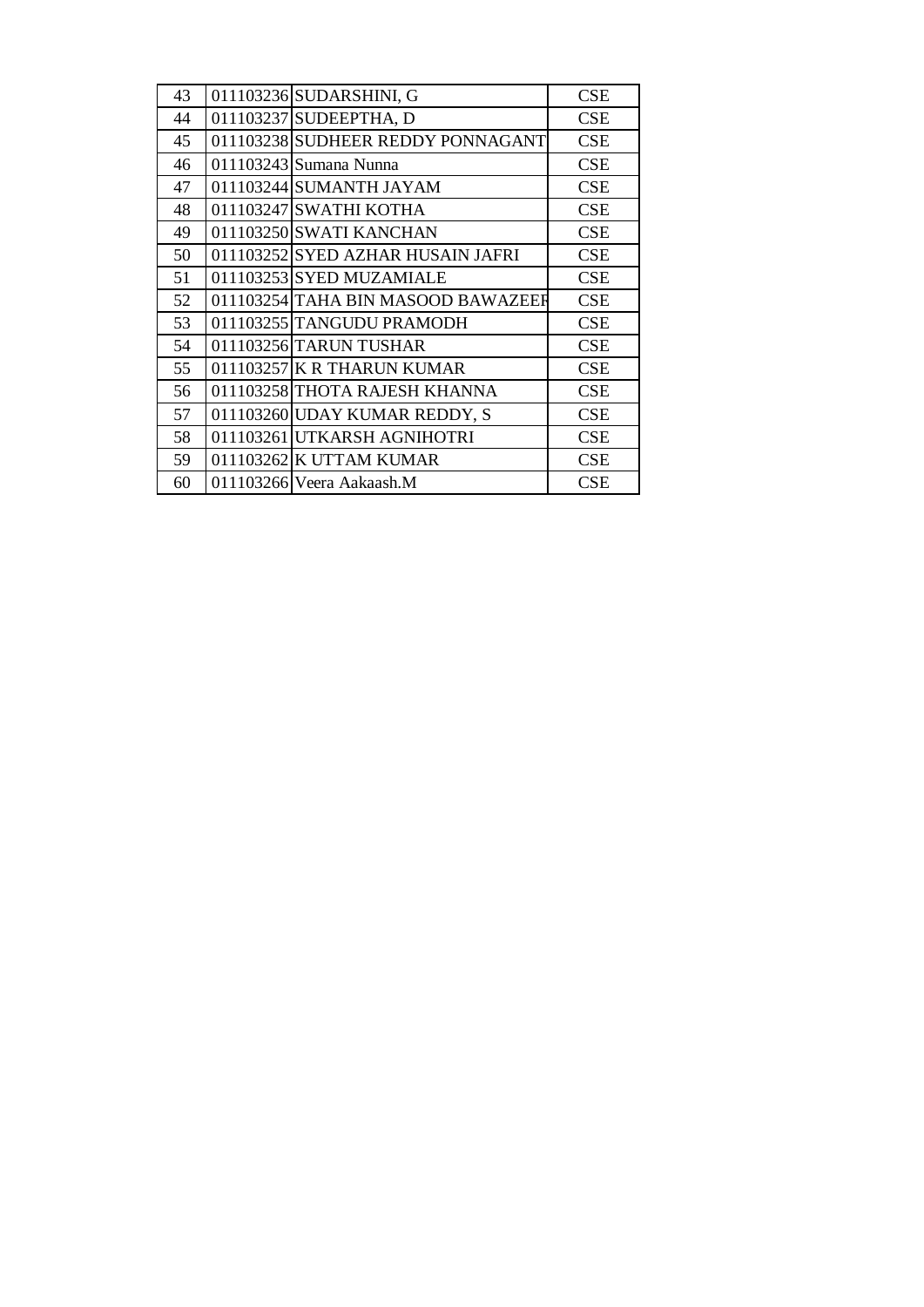| | | | |
|---|---|---|---|
| 43 | 011103236 | SUDARSHINI, G | CSE |
| 44 | 011103237 | SUDEEPTHA, D | CSE |
| 45 | 011103238 | SUDHEER REDDY PONNAGANT | CSE |
| 46 | 011103243 | Sumana Nunna | CSE |
| 47 | 011103244 | SUMANTH JAYAM | CSE |
| 48 | 011103247 | SWATHI KOTHA | CSE |
| 49 | 011103250 | SWATI KANCHAN | CSE |
| 50 | 011103252 | SYED AZHAR HUSAIN JAFRI | CSE |
| 51 | 011103253 | SYED MUZAMIALE | CSE |
| 52 | 011103254 | TAHA BIN MASOOD BAWAZEER | CSE |
| 53 | 011103255 | TANGUDU PRAMODH | CSE |
| 54 | 011103256 | TARUN TUSHAR | CSE |
| 55 | 011103257 | K R THARUN KUMAR | CSE |
| 56 | 011103258 | THOTA RAJESH KHANNA | CSE |
| 57 | 011103260 | UDAY KUMAR REDDY, S | CSE |
| 58 | 011103261 | UTKARSH AGNIHOTRI | CSE |
| 59 | 011103262 | K UTTAM KUMAR | CSE |
| 60 | 011103266 | Veera Aakaash.M | CSE |